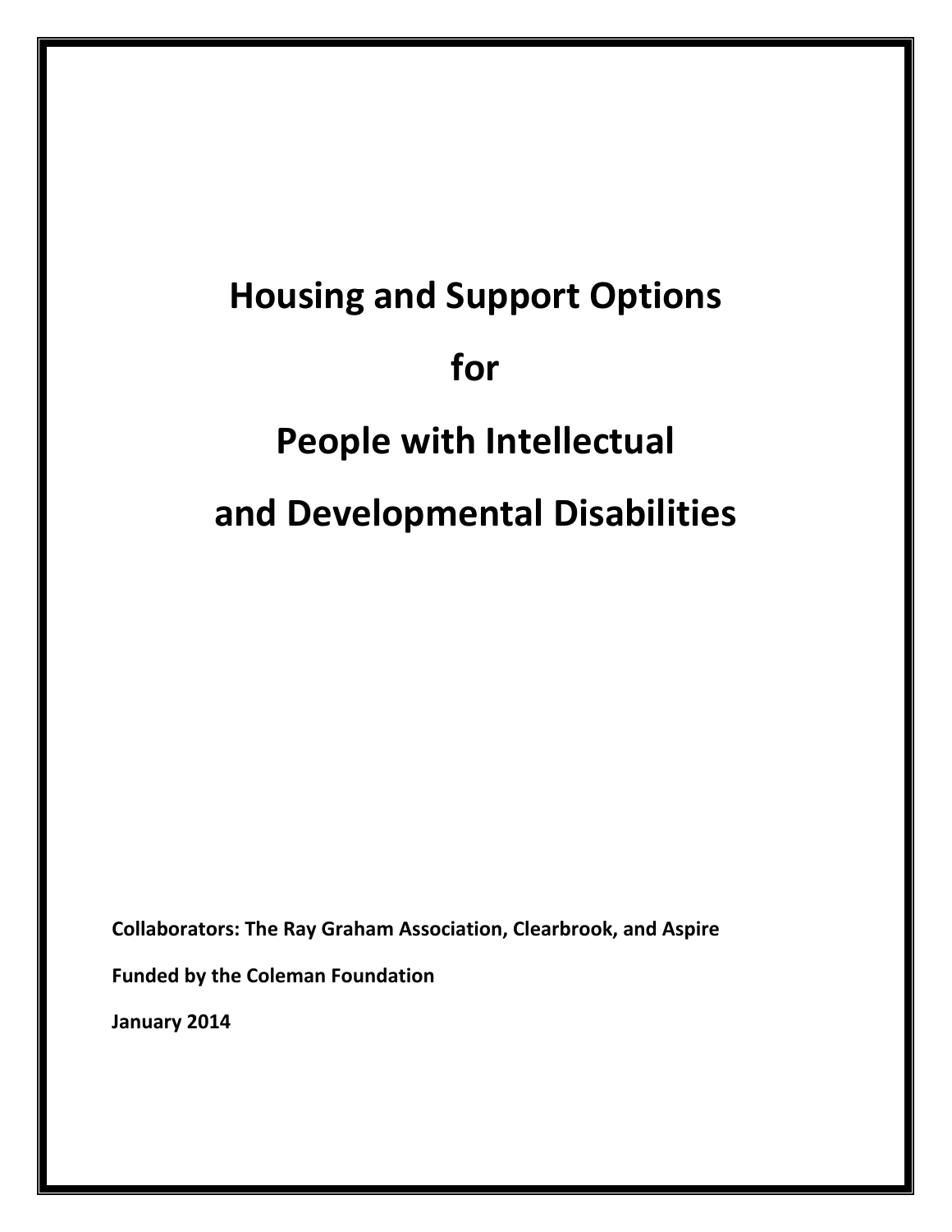# Housing and Support Options

# for

# People with Intellectual

# and Developmental Disabilities

**Collaborators: The Ray Graham Association, Clearbrook, and Aspire**

**Funded by the Coleman Foundation**

**January 2014**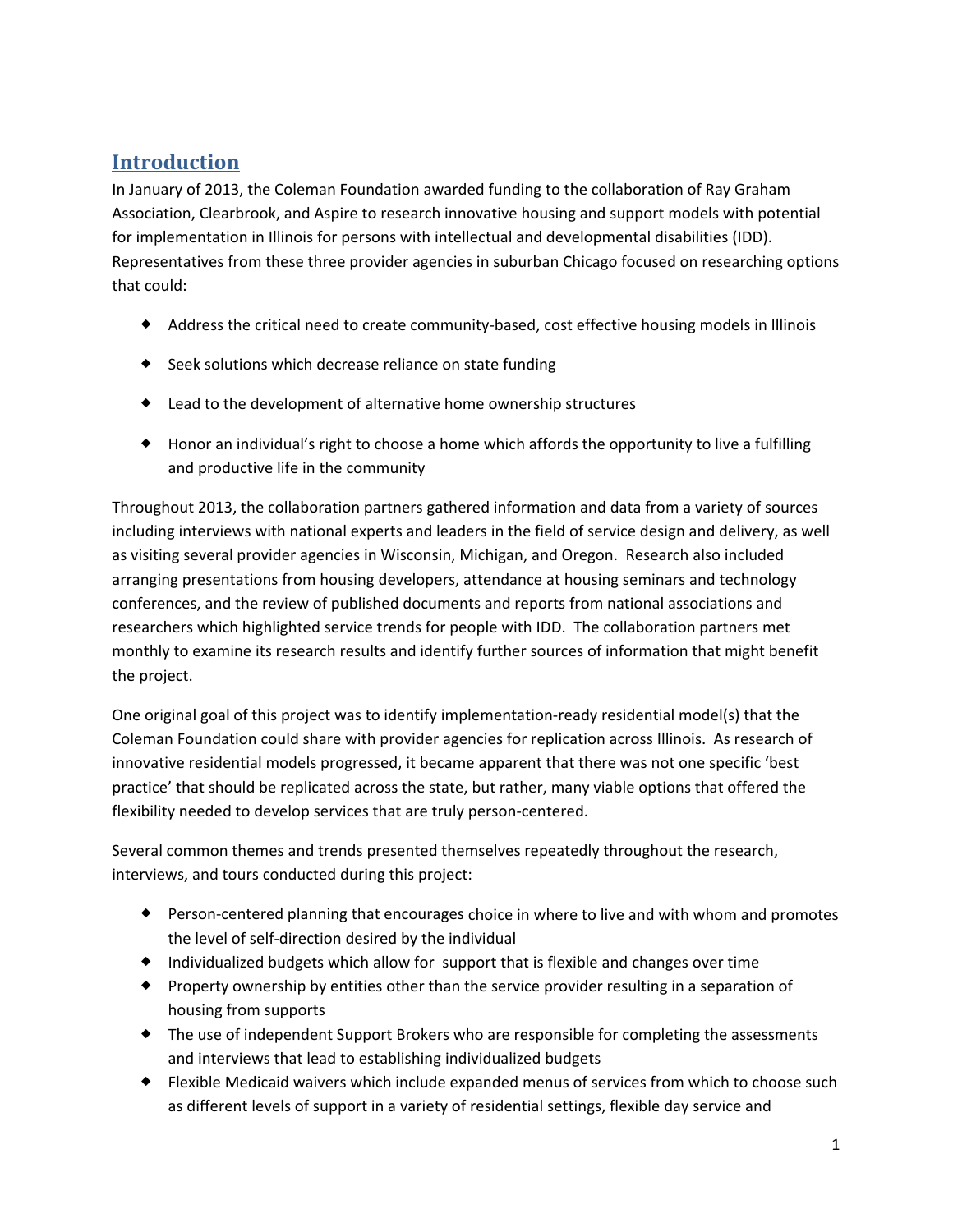## Introduction

In January of 2013, the Coleman Foundation awarded funding to the collaboration of Ray Graham Association, Clearbrook, and Aspire to research innovative housing and support models with potential for implementation in Illinois for persons with intellectual and developmental disabilities (IDD). Representatives from these three provider agencies in suburban Chicago focused on researching options that could:

- Address the critical need to create community-based, cost effective housing models in Illinois
- Seek solutions which decrease reliance on state funding
- Lead to the development of alternative home ownership structures
- Honor an individual's right to choose a home which affords the opportunity to live a fulfilling and productive life in the community

Throughout 2013, the collaboration partners gathered information and data from a variety of sources including interviews with national experts and leaders in the field of service design and delivery, as well as visiting several provider agencies in Wisconsin, Michigan, and Oregon. Research also included arranging presentations from housing developers, attendance at housing seminars and technology conferences, and the review of published documents and reports from national associations and researchers which highlighted service trends for people with IDD. The collaboration partners met monthly to examine its research results and identify further sources of information that might benefit the project.

One original goal of this project was to identify implementation-ready residential model(s) that the Coleman Foundation could share with provider agencies for replication across Illinois. As research of innovative residential models progressed, it became apparent that there was not one specific 'best practice' that should be replicated across the state, but rather, many viable options that offered the flexibility needed to develop services that are truly person-centered.

Several common themes and trends presented themselves repeatedly throughout the research, interviews, and tours conducted during this project:

- Person-centered planning that encourages choice in where to live and with whom and promotes the level of self-direction desired by the individual
- Individualized budgets which allow for support that is flexible and changes over time
- Property ownership by entities other than the service provider resulting in a separation of housing from supports
- The use of independent Support Brokers who are responsible for completing the assessments and interviews that lead to establishing individualized budgets
- Flexible Medicaid waivers which include expanded menus of services from which to choose such as different levels of support in a variety of residential settings, flexible day service and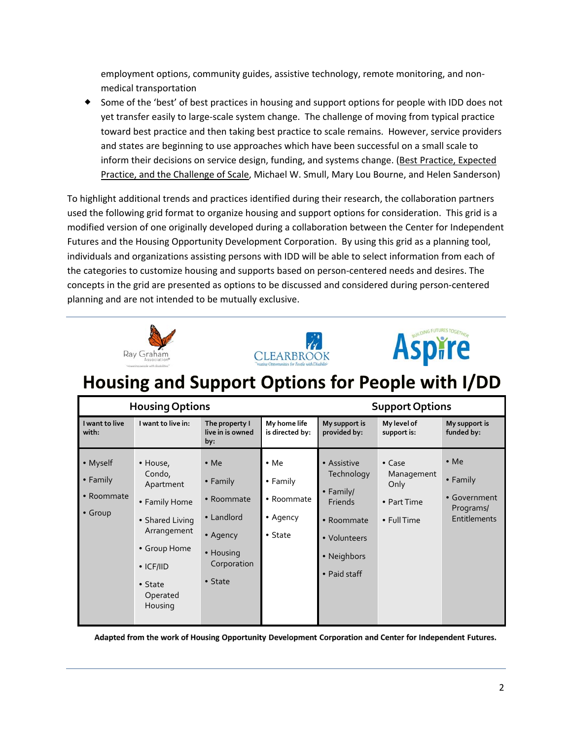employment options, community guides, assistive technology, remote monitoring, and non-medical transportation

- Some of the 'best' of best practices in housing and support options for people with IDD does not yet transfer easily to large-scale system change. The challenge of moving from typical practice toward best practice and then taking best practice to scale remains. However, service providers and states are beginning to use approaches which have been successful on a small scale to inform their decisions on service design, funding, and systems change. (Best Practice, Expected Practice, and the Challenge of Scale, Michael W. Smull, Mary Lou Bourne, and Helen Sanderson)

To highlight additional trends and practices identified during their research, the collaboration partners used the following grid format to organize housing and support options for consideration. This grid is a modified version of one originally developed during a collaboration between the Center for Independent Futures and the Housing Opportunity Development Corporation. By using this grid as a planning tool, individuals and organizations assisting persons with IDD will be able to select information from each of the categories to customize housing and supports based on person-centered needs and desires. The concepts in the grid are presented as options to be discussed and considered during person-centered planning and are not intended to be mutually exclusive.

# Housing and Support Options for People with I/DD

| Housing Options | | | | Support Options | | |
|---|---|---|---|---|---|---|
| **I want to live with:** | **I want to live in:** | **The property I live in is owned by:** | **My home life is directed by:** | **My support is provided by:** | **My level of support is:** | **My support is funded by:** |
| • Myself<br>• Family<br>• Roommate<br>• Group | • House, Condo, Apartment<br>• Family Home<br>• Shared Living Arrangement<br>• Group Home<br>• ICF/IID<br>• State Operated Housing | • Me<br>• Family<br>• Roommate<br>• Landlord<br>• Agency<br>• Housing Corporation<br>• State | • Me<br>• Family<br>• Roommate<br>• Agency<br>• State | • Assistive Technology<br>• Family/ Friends<br>• Roommate<br>• Volunteers<br>• Neighbors<br>• Paid staff | • Case Management Only<br>• Part Time<br>• Full Time | • Me<br>• Family<br>• Government Programs/ Entitlements |

**Adapted from the work of Housing Opportunity Development Corporation and Center for Independent Futures.**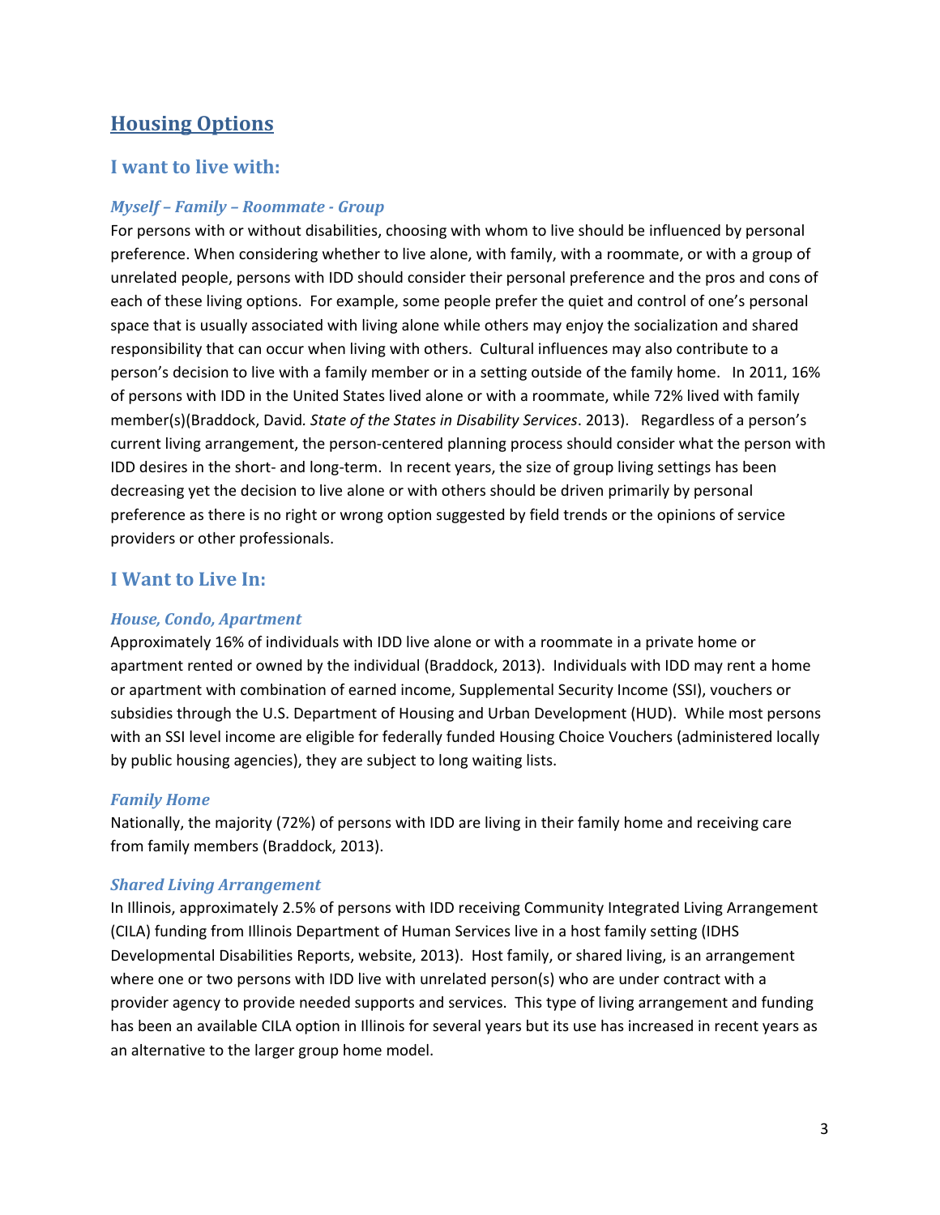## Housing Options

### I want to live with:

#### *Myself – Family – Roommate - Group*

For persons with or without disabilities, choosing with whom to live should be influenced by personal preference. When considering whether to live alone, with family, with a roommate, or with a group of unrelated people, persons with IDD should consider their personal preference and the pros and cons of each of these living options. For example, some people prefer the quiet and control of one's personal space that is usually associated with living alone while others may enjoy the socialization and shared responsibility that can occur when living with others. Cultural influences may also contribute to a person's decision to live with a family member or in a setting outside of the family home. In 2011, 16% of persons with IDD in the United States lived alone or with a roommate, while 72% lived with family member(s)(Braddock, David. *State of the States in Disability Services*. 2013). Regardless of a person's current living arrangement, the person-centered planning process should consider what the person with IDD desires in the short- and long-term. In recent years, the size of group living settings has been decreasing yet the decision to live alone or with others should be driven primarily by personal preference as there is no right or wrong option suggested by field trends or the opinions of service providers or other professionals.

### I Want to Live In:

#### *House, Condo, Apartment*

Approximately 16% of individuals with IDD live alone or with a roommate in a private home or apartment rented or owned by the individual (Braddock, 2013). Individuals with IDD may rent a home or apartment with combination of earned income, Supplemental Security Income (SSI), vouchers or subsidies through the U.S. Department of Housing and Urban Development (HUD). While most persons with an SSI level income are eligible for federally funded Housing Choice Vouchers (administered locally by public housing agencies), they are subject to long waiting lists.

#### *Family Home*

Nationally, the majority (72%) of persons with IDD are living in their family home and receiving care from family members (Braddock, 2013).

#### *Shared Living Arrangement*

In Illinois, approximately 2.5% of persons with IDD receiving Community Integrated Living Arrangement (CILA) funding from Illinois Department of Human Services live in a host family setting (IDHS Developmental Disabilities Reports, website, 2013). Host family, or shared living, is an arrangement where one or two persons with IDD live with unrelated person(s) who are under contract with a provider agency to provide needed supports and services. This type of living arrangement and funding has been an available CILA option in Illinois for several years but its use has increased in recent years as an alternative to the larger group home model.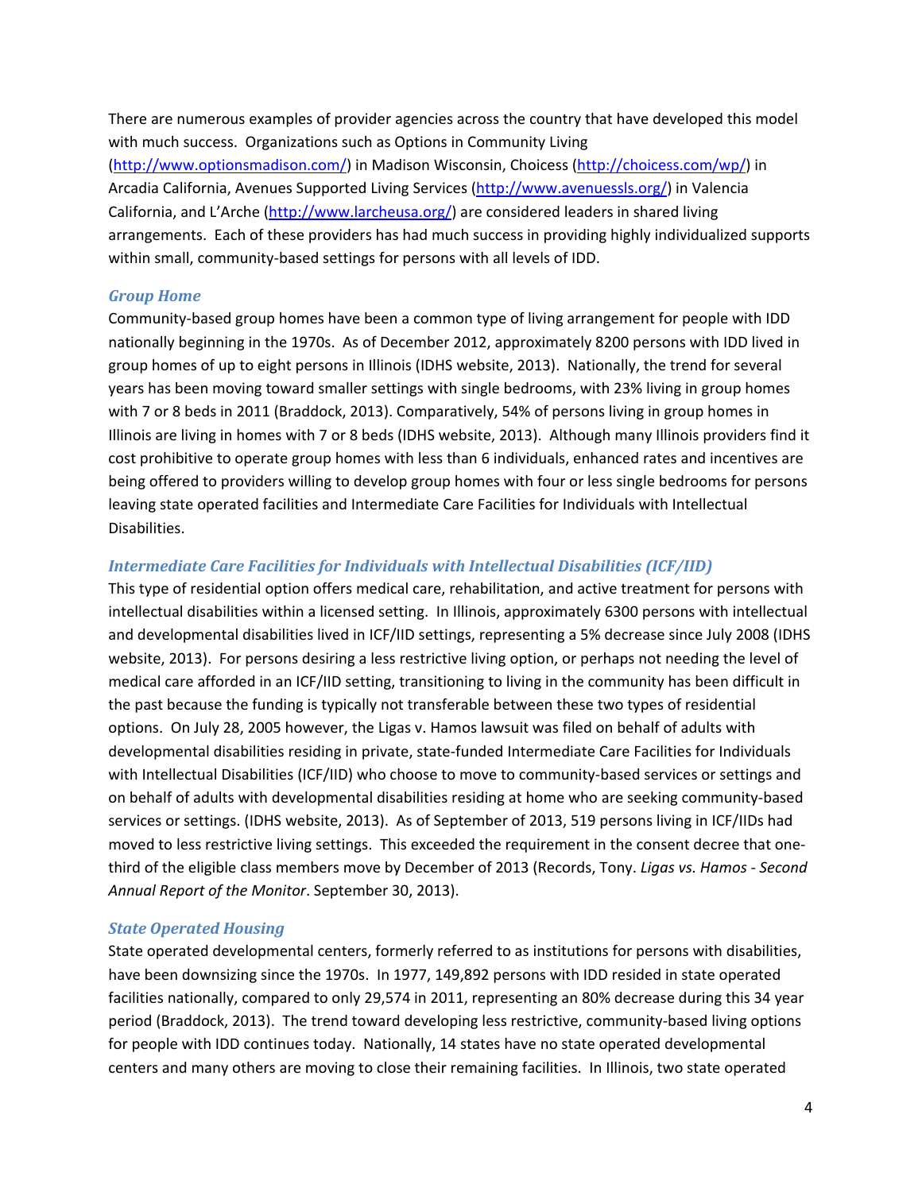There are numerous examples of provider agencies across the country that have developed this model with much success. Organizations such as Options in Community Living (http://www.optionsmadison.com/) in Madison Wisconsin, Choicess (http://choicess.com/wp/) in Arcadia California, Avenues Supported Living Services (http://www.avenuessls.org/) in Valencia California, and L'Arche (http://www.larcheusa.org/) are considered leaders in shared living arrangements. Each of these providers has had much success in providing highly individualized supports within small, community-based settings for persons with all levels of IDD.

### *Group Home*

Community-based group homes have been a common type of living arrangement for people with IDD nationally beginning in the 1970s. As of December 2012, approximately 8200 persons with IDD lived in group homes of up to eight persons in Illinois (IDHS website, 2013). Nationally, the trend for several years has been moving toward smaller settings with single bedrooms, with 23% living in group homes with 7 or 8 beds in 2011 (Braddock, 2013). Comparatively, 54% of persons living in group homes in Illinois are living in homes with 7 or 8 beds (IDHS website, 2013). Although many Illinois providers find it cost prohibitive to operate group homes with less than 6 individuals, enhanced rates and incentives are being offered to providers willing to develop group homes with four or less single bedrooms for persons leaving state operated facilities and Intermediate Care Facilities for Individuals with Intellectual Disabilities.

### *Intermediate Care Facilities for Individuals with Intellectual Disabilities (ICF/IID)*

This type of residential option offers medical care, rehabilitation, and active treatment for persons with intellectual disabilities within a licensed setting. In Illinois, approximately 6300 persons with intellectual and developmental disabilities lived in ICF/IID settings, representing a 5% decrease since July 2008 (IDHS website, 2013). For persons desiring a less restrictive living option, or perhaps not needing the level of medical care afforded in an ICF/IID setting, transitioning to living in the community has been difficult in the past because the funding is typically not transferable between these two types of residential options. On July 28, 2005 however, the Ligas v. Hamos lawsuit was filed on behalf of adults with developmental disabilities residing in private, state-funded Intermediate Care Facilities for Individuals with Intellectual Disabilities (ICF/IID) who choose to move to community-based services or settings and on behalf of adults with developmental disabilities residing at home who are seeking community-based services or settings. (IDHS website, 2013). As of September of 2013, 519 persons living in ICF/IIDs had moved to less restrictive living settings. This exceeded the requirement in the consent decree that one-third of the eligible class members move by December of 2013 (Records, Tony. *Ligas vs. Hamos - Second Annual Report of the Monitor*. September 30, 2013).

### *State Operated Housing*

State operated developmental centers, formerly referred to as institutions for persons with disabilities, have been downsizing since the 1970s. In 1977, 149,892 persons with IDD resided in state operated facilities nationally, compared to only 29,574 in 2011, representing an 80% decrease during this 34 year period (Braddock, 2013). The trend toward developing less restrictive, community-based living options for people with IDD continues today. Nationally, 14 states have no state operated developmental centers and many others are moving to close their remaining facilities. In Illinois, two state operated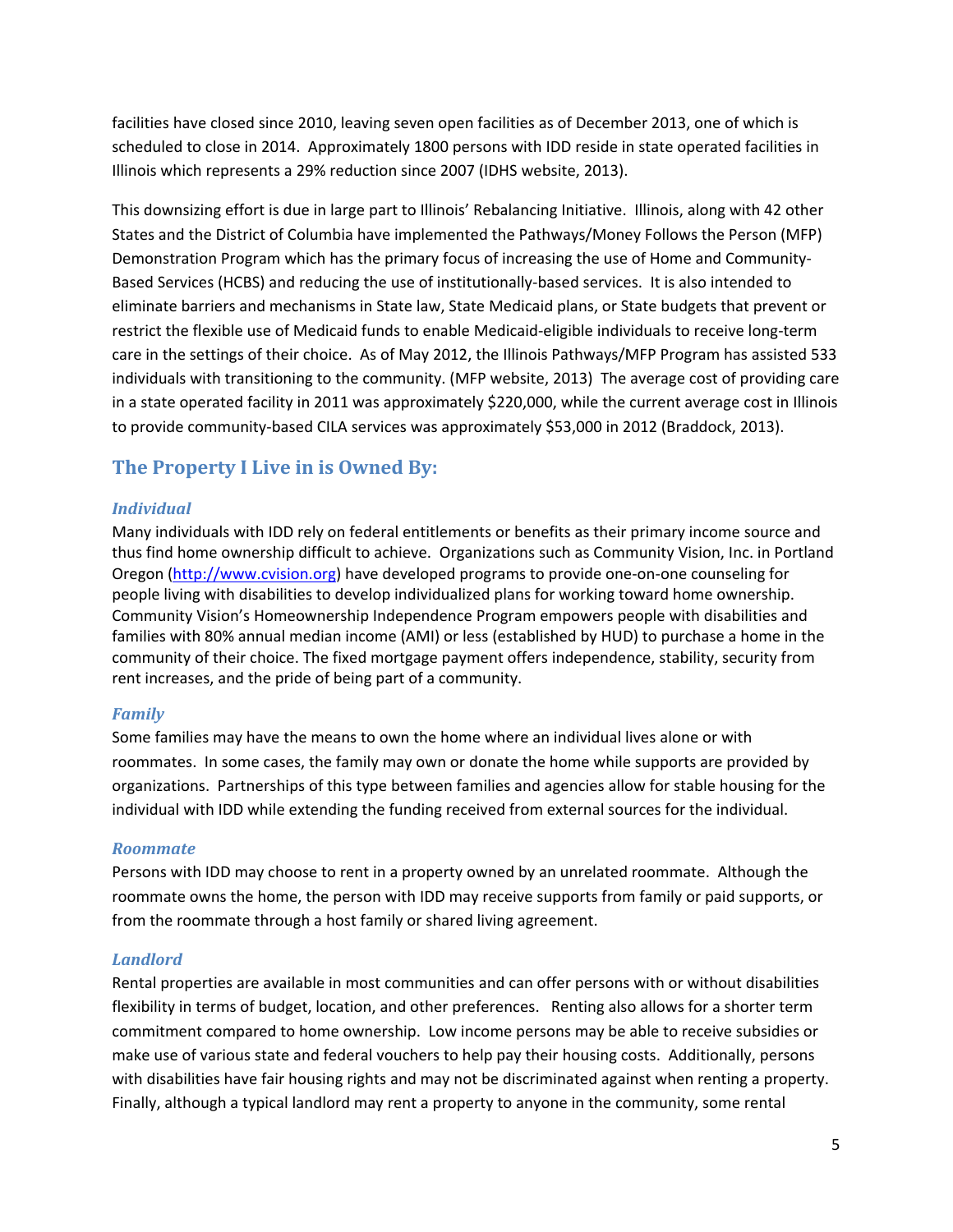facilities have closed since 2010, leaving seven open facilities as of December 2013, one of which is scheduled to close in 2014. Approximately 1800 persons with IDD reside in state operated facilities in Illinois which represents a 29% reduction since 2007 (IDHS website, 2013).

This downsizing effort is due in large part to Illinois' Rebalancing Initiative. Illinois, along with 42 other States and the District of Columbia have implemented the Pathways/Money Follows the Person (MFP) Demonstration Program which has the primary focus of increasing the use of Home and Community-Based Services (HCBS) and reducing the use of institutionally-based services. It is also intended to eliminate barriers and mechanisms in State law, State Medicaid plans, or State budgets that prevent or restrict the flexible use of Medicaid funds to enable Medicaid-eligible individuals to receive long-term care in the settings of their choice. As of May 2012, the Illinois Pathways/MFP Program has assisted 533 individuals with transitioning to the community. (MFP website, 2013) The average cost of providing care in a state operated facility in 2011 was approximately $220,000, while the current average cost in Illinois to provide community-based CILA services was approximately $53,000 in 2012 (Braddock, 2013).

## The Property I Live in is Owned By:

### *Individual*

Many individuals with IDD rely on federal entitlements or benefits as their primary income source and thus find home ownership difficult to achieve. Organizations such as Community Vision, Inc. in Portland Oregon (http://www.cvision.org) have developed programs to provide one-on-one counseling for people living with disabilities to develop individualized plans for working toward home ownership. Community Vision's Homeownership Independence Program empowers people with disabilities and families with 80% annual median income (AMI) or less (established by HUD) to purchase a home in the community of their choice. The fixed mortgage payment offers independence, stability, security from rent increases, and the pride of being part of a community.

### *Family*

Some families may have the means to own the home where an individual lives alone or with roommates. In some cases, the family may own or donate the home while supports are provided by organizations. Partnerships of this type between families and agencies allow for stable housing for the individual with IDD while extending the funding received from external sources for the individual.

### *Roommate*

Persons with IDD may choose to rent in a property owned by an unrelated roommate. Although the roommate owns the home, the person with IDD may receive supports from family or paid supports, or from the roommate through a host family or shared living agreement.

### *Landlord*

Rental properties are available in most communities and can offer persons with or without disabilities flexibility in terms of budget, location, and other preferences. Renting also allows for a shorter term commitment compared to home ownership. Low income persons may be able to receive subsidies or make use of various state and federal vouchers to help pay their housing costs. Additionally, persons with disabilities have fair housing rights and may not be discriminated against when renting a property. Finally, although a typical landlord may rent a property to anyone in the community, some rental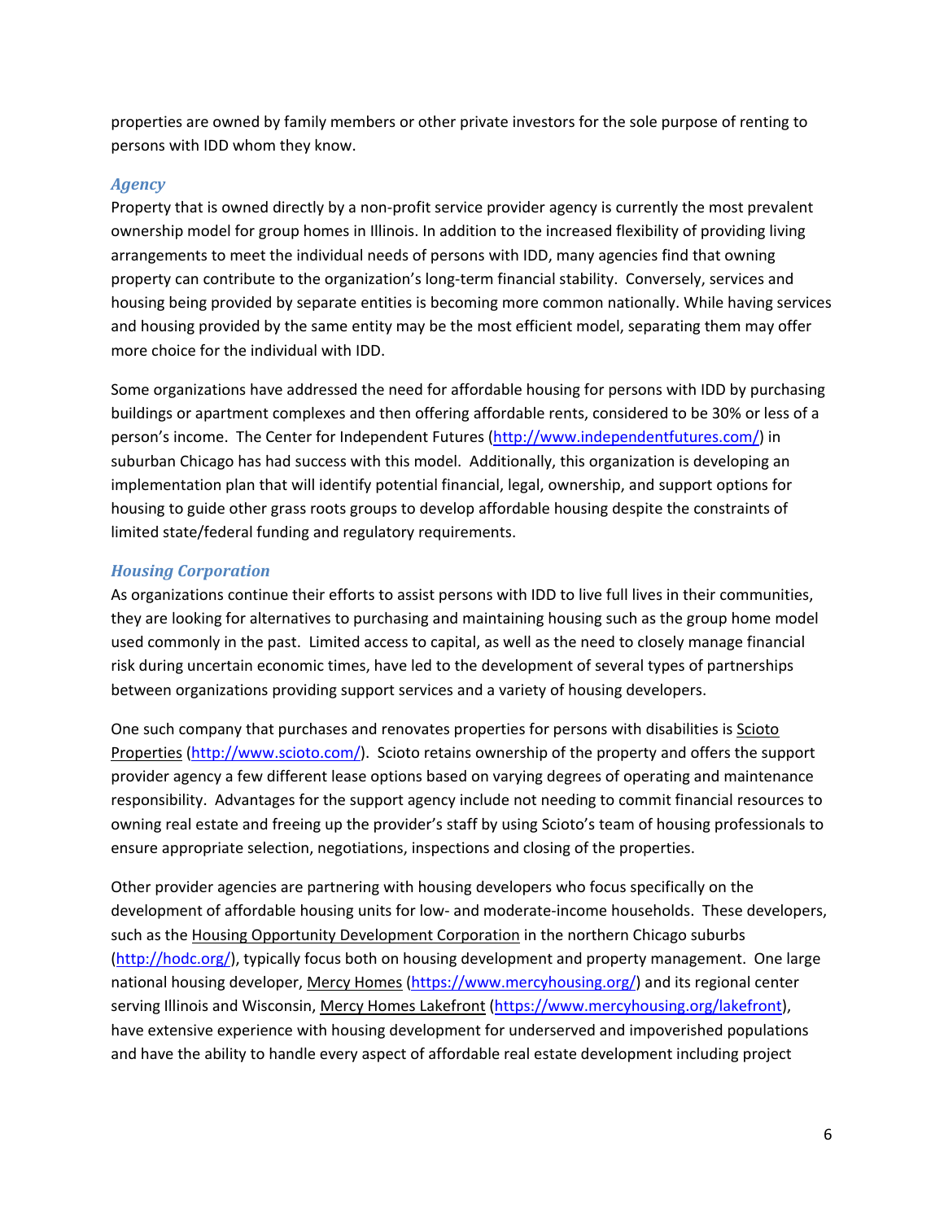properties are owned by family members or other private investors for the sole purpose of renting to persons with IDD whom they know.

### *Agency*

Property that is owned directly by a non-profit service provider agency is currently the most prevalent ownership model for group homes in Illinois. In addition to the increased flexibility of providing living arrangements to meet the individual needs of persons with IDD, many agencies find that owning property can contribute to the organization's long-term financial stability. Conversely, services and housing being provided by separate entities is becoming more common nationally. While having services and housing provided by the same entity may be the most efficient model, separating them may offer more choice for the individual with IDD.

Some organizations have addressed the need for affordable housing for persons with IDD by purchasing buildings or apartment complexes and then offering affordable rents, considered to be 30% or less of a person's income. The Center for Independent Futures (http://www.independentfutures.com/) in suburban Chicago has had success with this model. Additionally, this organization is developing an implementation plan that will identify potential financial, legal, ownership, and support options for housing to guide other grass roots groups to develop affordable housing despite the constraints of limited state/federal funding and regulatory requirements.

### *Housing Corporation*

As organizations continue their efforts to assist persons with IDD to live full lives in their communities, they are looking for alternatives to purchasing and maintaining housing such as the group home model used commonly in the past. Limited access to capital, as well as the need to closely manage financial risk during uncertain economic times, have led to the development of several types of partnerships between organizations providing support services and a variety of housing developers.

One such company that purchases and renovates properties for persons with disabilities is Scioto Properties (http://www.scioto.com/). Scioto retains ownership of the property and offers the support provider agency a few different lease options based on varying degrees of operating and maintenance responsibility. Advantages for the support agency include not needing to commit financial resources to owning real estate and freeing up the provider's staff by using Scioto's team of housing professionals to ensure appropriate selection, negotiations, inspections and closing of the properties.

Other provider agencies are partnering with housing developers who focus specifically on the development of affordable housing units for low- and moderate-income households. These developers, such as the Housing Opportunity Development Corporation in the northern Chicago suburbs (http://hodc.org/), typically focus both on housing development and property management. One large national housing developer, Mercy Homes (https://www.mercyhousing.org/) and its regional center serving Illinois and Wisconsin, Mercy Homes Lakefront (https://www.mercyhousing.org/lakefront), have extensive experience with housing development for underserved and impoverished populations and have the ability to handle every aspect of affordable real estate development including project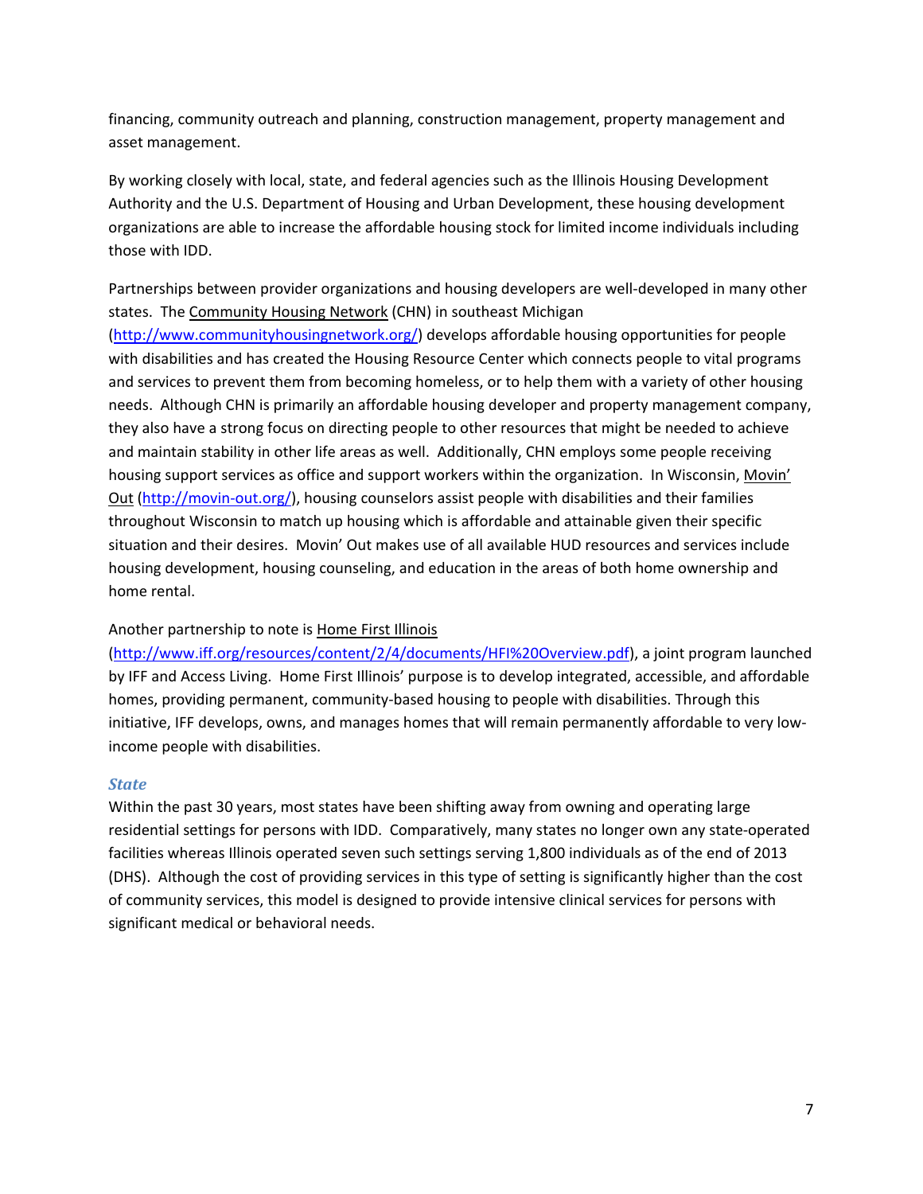financing, community outreach and planning, construction management, property management and asset management.

By working closely with local, state, and federal agencies such as the Illinois Housing Development Authority and the U.S. Department of Housing and Urban Development, these housing development organizations are able to increase the affordable housing stock for limited income individuals including those with IDD.

Partnerships between provider organizations and housing developers are well-developed in many other states. The Community Housing Network (CHN) in southeast Michigan (http://www.communityhousingnetwork.org/) develops affordable housing opportunities for people with disabilities and has created the Housing Resource Center which connects people to vital programs and services to prevent them from becoming homeless, or to help them with a variety of other housing needs. Although CHN is primarily an affordable housing developer and property management company, they also have a strong focus on directing people to other resources that might be needed to achieve and maintain stability in other life areas as well. Additionally, CHN employs some people receiving housing support services as office and support workers within the organization. In Wisconsin, Movin' Out (http://movin-out.org/), housing counselors assist people with disabilities and their families throughout Wisconsin to match up housing which is affordable and attainable given their specific situation and their desires. Movin' Out makes use of all available HUD resources and services include housing development, housing counseling, and education in the areas of both home ownership and home rental.

Another partnership to note is Home First Illinois (http://www.iff.org/resources/content/2/4/documents/HFI%20Overview.pdf), a joint program launched by IFF and Access Living. Home First Illinois' purpose is to develop integrated, accessible, and affordable homes, providing permanent, community-based housing to people with disabilities. Through this initiative, IFF develops, owns, and manages homes that will remain permanently affordable to very low-income people with disabilities.

### *State*

Within the past 30 years, most states have been shifting away from owning and operating large residential settings for persons with IDD. Comparatively, many states no longer own any state-operated facilities whereas Illinois operated seven such settings serving 1,800 individuals as of the end of 2013 (DHS). Although the cost of providing services in this type of setting is significantly higher than the cost of community services, this model is designed to provide intensive clinical services for persons with significant medical or behavioral needs.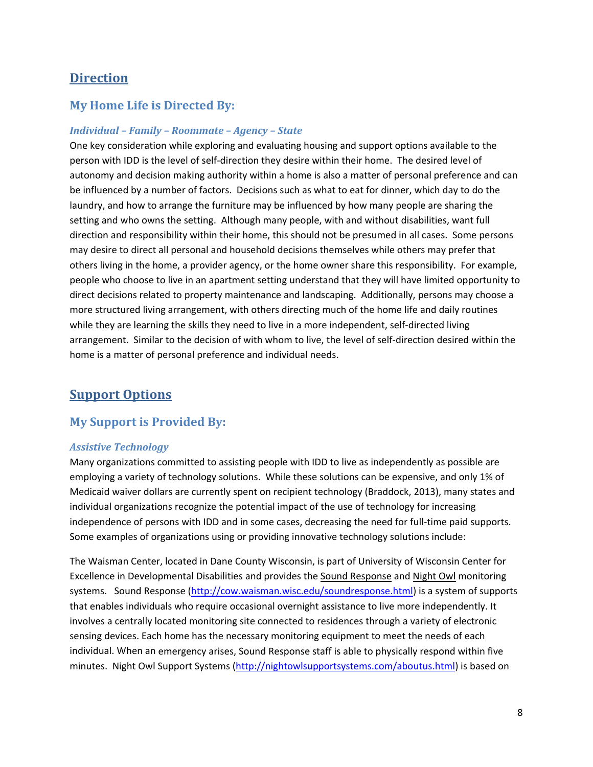## Direction

### My Home Life is Directed By:

#### *Individual – Family – Roommate – Agency – State*

One key consideration while exploring and evaluating housing and support options available to the person with IDD is the level of self-direction they desire within their home. The desired level of autonomy and decision making authority within a home is also a matter of personal preference and can be influenced by a number of factors. Decisions such as what to eat for dinner, which day to do the laundry, and how to arrange the furniture may be influenced by how many people are sharing the setting and who owns the setting. Although many people, with and without disabilities, want full direction and responsibility within their home, this should not be presumed in all cases. Some persons may desire to direct all personal and household decisions themselves while others may prefer that others living in the home, a provider agency, or the home owner share this responsibility. For example, people who choose to live in an apartment setting understand that they will have limited opportunity to direct decisions related to property maintenance and landscaping. Additionally, persons may choose a more structured living arrangement, with others directing much of the home life and daily routines while they are learning the skills they need to live in a more independent, self-directed living arrangement. Similar to the decision of with whom to live, the level of self-direction desired within the home is a matter of personal preference and individual needs.

## Support Options

### My Support is Provided By:

#### *Assistive Technology*

Many organizations committed to assisting people with IDD to live as independently as possible are employing a variety of technology solutions. While these solutions can be expensive, and only 1% of Medicaid waiver dollars are currently spent on recipient technology (Braddock, 2013), many states and individual organizations recognize the potential impact of the use of technology for increasing independence of persons with IDD and in some cases, decreasing the need for full-time paid supports. Some examples of organizations using or providing innovative technology solutions include:

The Waisman Center, located in Dane County Wisconsin, is part of University of Wisconsin Center for Excellence in Developmental Disabilities and provides the Sound Response and Night Owl monitoring systems. Sound Response (http://cow.waisman.wisc.edu/soundresponse.html) is a system of supports that enables individuals who require occasional overnight assistance to live more independently. It involves a centrally located monitoring site connected to residences through a variety of electronic sensing devices. Each home has the necessary monitoring equipment to meet the needs of each individual. When an emergency arises, Sound Response staff is able to physically respond within five minutes. Night Owl Support Systems (http://nightowlsupportsystems.com/aboutus.html) is based on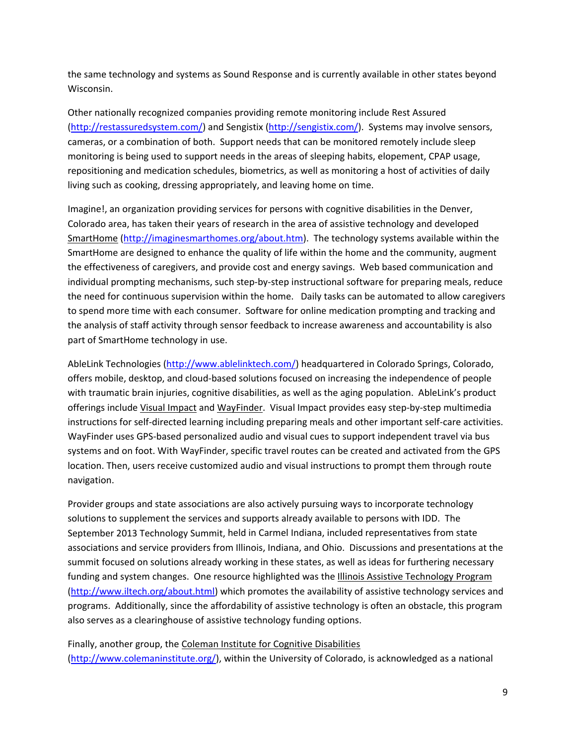the same technology and systems as Sound Response and is currently available in other states beyond Wisconsin.

Other nationally recognized companies providing remote monitoring include Rest Assured (http://restassuredsystem.com/) and Sengistix (http://sengistix.com/). Systems may involve sensors, cameras, or a combination of both. Support needs that can be monitored remotely include sleep monitoring is being used to support needs in the areas of sleeping habits, elopement, CPAP usage, repositioning and medication schedules, biometrics, as well as monitoring a host of activities of daily living such as cooking, dressing appropriately, and leaving home on time.

Imagine!, an organization providing services for persons with cognitive disabilities in the Denver, Colorado area, has taken their years of research in the area of assistive technology and developed SmartHome (http://imaginesmarthomes.org/about.htm). The technology systems available within the SmartHome are designed to enhance the quality of life within the home and the community, augment the effectiveness of caregivers, and provide cost and energy savings. Web based communication and individual prompting mechanisms, such step-by-step instructional software for preparing meals, reduce the need for continuous supervision within the home. Daily tasks can be automated to allow caregivers to spend more time with each consumer. Software for online medication prompting and tracking and the analysis of staff activity through sensor feedback to increase awareness and accountability is also part of SmartHome technology in use.

AbleLink Technologies (http://www.ablelinktech.com/) headquartered in Colorado Springs, Colorado, offers mobile, desktop, and cloud-based solutions focused on increasing the independence of people with traumatic brain injuries, cognitive disabilities, as well as the aging population. AbleLink's product offerings include Visual Impact and WayFinder. Visual Impact provides easy step-by-step multimedia instructions for self-directed learning including preparing meals and other important self-care activities. WayFinder uses GPS-based personalized audio and visual cues to support independent travel via bus systems and on foot. With WayFinder, specific travel routes can be created and activated from the GPS location. Then, users receive customized audio and visual instructions to prompt them through route navigation.

Provider groups and state associations are also actively pursuing ways to incorporate technology solutions to supplement the services and supports already available to persons with IDD. The September 2013 Technology Summit, held in Carmel Indiana, included representatives from state associations and service providers from Illinois, Indiana, and Ohio. Discussions and presentations at the summit focused on solutions already working in these states, as well as ideas for furthering necessary funding and system changes. One resource highlighted was the Illinois Assistive Technology Program (http://www.iltech.org/about.html) which promotes the availability of assistive technology services and programs. Additionally, since the affordability of assistive technology is often an obstacle, this program also serves as a clearinghouse of assistive technology funding options.

Finally, another group, the Coleman Institute for Cognitive Disabilities (http://www.colemaninstitute.org/), within the University of Colorado, is acknowledged as a national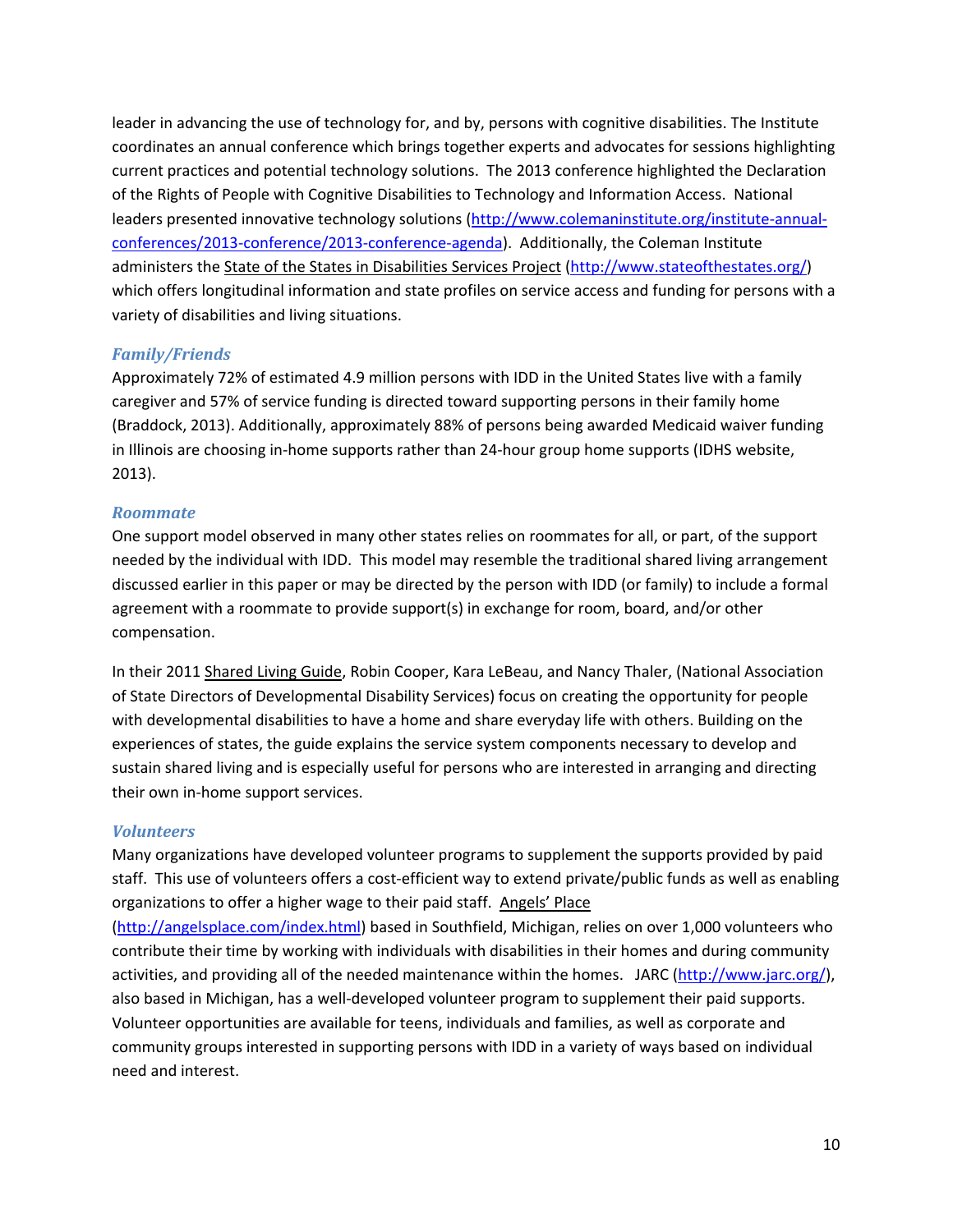leader in advancing the use of technology for, and by, persons with cognitive disabilities. The Institute coordinates an annual conference which brings together experts and advocates for sessions highlighting current practices and potential technology solutions. The 2013 conference highlighted the Declaration of the Rights of People with Cognitive Disabilities to Technology and Information Access. National leaders presented innovative technology solutions (http://www.colemaninstitute.org/institute-annual-conferences/2013-conference/2013-conference-agenda). Additionally, the Coleman Institute administers the State of the States in Disabilities Services Project (http://www.stateofthestates.org/) which offers longitudinal information and state profiles on service access and funding for persons with a variety of disabilities and living situations.

### *Family/Friends*

Approximately 72% of estimated 4.9 million persons with IDD in the United States live with a family caregiver and 57% of service funding is directed toward supporting persons in their family home (Braddock, 2013). Additionally, approximately 88% of persons being awarded Medicaid waiver funding in Illinois are choosing in-home supports rather than 24-hour group home supports (IDHS website, 2013).

### *Roommate*

One support model observed in many other states relies on roommates for all, or part, of the support needed by the individual with IDD. This model may resemble the traditional shared living arrangement discussed earlier in this paper or may be directed by the person with IDD (or family) to include a formal agreement with a roommate to provide support(s) in exchange for room, board, and/or other compensation.

In their 2011 Shared Living Guide, Robin Cooper, Kara LeBeau, and Nancy Thaler, (National Association of State Directors of Developmental Disability Services) focus on creating the opportunity for people with developmental disabilities to have a home and share everyday life with others. Building on the experiences of states, the guide explains the service system components necessary to develop and sustain shared living and is especially useful for persons who are interested in arranging and directing their own in-home support services.

### *Volunteers*

Many organizations have developed volunteer programs to supplement the supports provided by paid staff. This use of volunteers offers a cost-efficient way to extend private/public funds as well as enabling organizations to offer a higher wage to their paid staff. Angels' Place (http://angelsplace.com/index.html) based in Southfield, Michigan, relies on over 1,000 volunteers who contribute their time by working with individuals with disabilities in their homes and during community activities, and providing all of the needed maintenance within the homes. JARC (http://www.jarc.org/), also based in Michigan, has a well-developed volunteer program to supplement their paid supports. Volunteer opportunities are available for teens, individuals and families, as well as corporate and community groups interested in supporting persons with IDD in a variety of ways based on individual need and interest.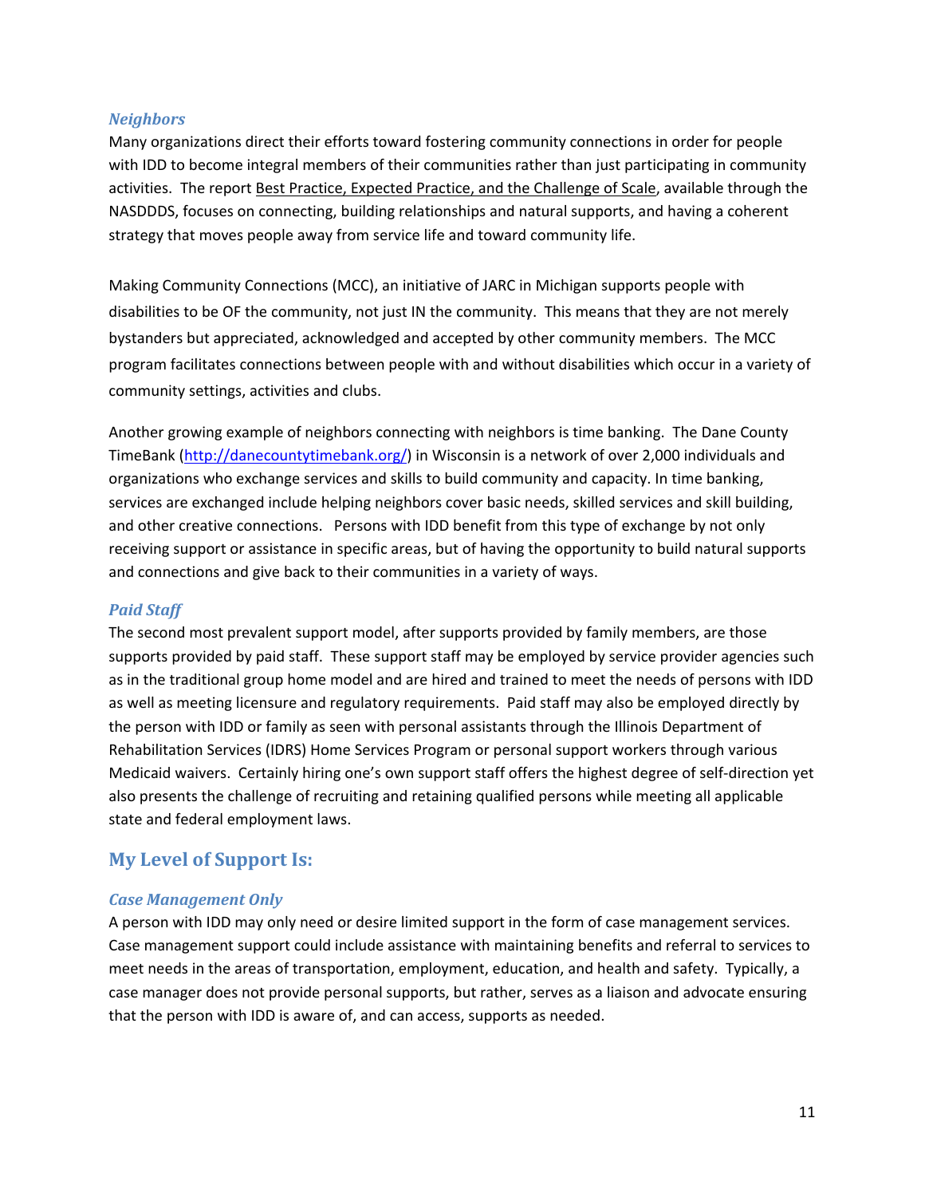### *Neighbors*

Many organizations direct their efforts toward fostering community connections in order for people with IDD to become integral members of their communities rather than just participating in community activities. The report Best Practice, Expected Practice, and the Challenge of Scale, available through the NASDDDS, focuses on connecting, building relationships and natural supports, and having a coherent strategy that moves people away from service life and toward community life.

Making Community Connections (MCC), an initiative of JARC in Michigan supports people with disabilities to be OF the community, not just IN the community. This means that they are not merely bystanders but appreciated, acknowledged and accepted by other community members. The MCC program facilitates connections between people with and without disabilities which occur in a variety of community settings, activities and clubs.

Another growing example of neighbors connecting with neighbors is time banking. The Dane County TimeBank ([http://danecountytimebank.org/](http://danecountytimebank.org/)) in Wisconsin is a network of over 2,000 individuals and organizations who exchange services and skills to build community and capacity. In time banking, services are exchanged include helping neighbors cover basic needs, skilled services and skill building, and other creative connections. Persons with IDD benefit from this type of exchange by not only receiving support or assistance in specific areas, but of having the opportunity to build natural supports and connections and give back to their communities in a variety of ways.

### *Paid Staff*

The second most prevalent support model, after supports provided by family members, are those supports provided by paid staff. These support staff may be employed by service provider agencies such as in the traditional group home model and are hired and trained to meet the needs of persons with IDD as well as meeting licensure and regulatory requirements. Paid staff may also be employed directly by the person with IDD or family as seen with personal assistants through the Illinois Department of Rehabilitation Services (IDRS) Home Services Program or personal support workers through various Medicaid waivers. Certainly hiring one's own support staff offers the highest degree of self-direction yet also presents the challenge of recruiting and retaining qualified persons while meeting all applicable state and federal employment laws.

## My Level of Support Is:

### *Case Management Only*

A person with IDD may only need or desire limited support in the form of case management services. Case management support could include assistance with maintaining benefits and referral to services to meet needs in the areas of transportation, employment, education, and health and safety. Typically, a case manager does not provide personal supports, but rather, serves as a liaison and advocate ensuring that the person with IDD is aware of, and can access, supports as needed.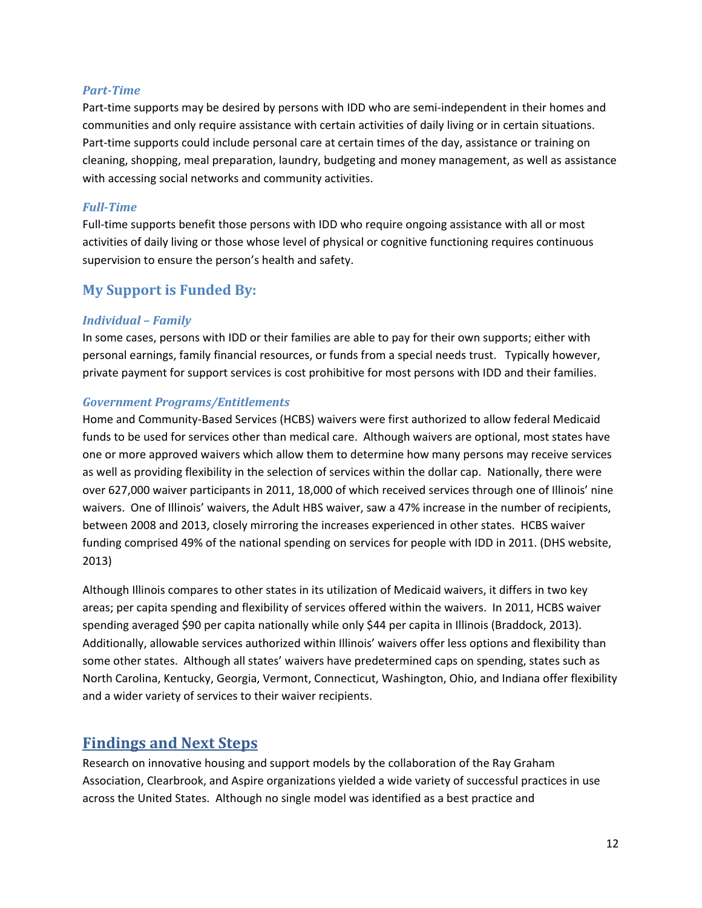### *Part-Time*

Part-time supports may be desired by persons with IDD who are semi-independent in their homes and communities and only require assistance with certain activities of daily living or in certain situations. Part-time supports could include personal care at certain times of the day, assistance or training on cleaning, shopping, meal preparation, laundry, budgeting and money management, as well as assistance with accessing social networks and community activities.

### *Full-Time*

Full-time supports benefit those persons with IDD who require ongoing assistance with all or most activities of daily living or those whose level of physical or cognitive functioning requires continuous supervision to ensure the person's health and safety.

## My Support is Funded By:

### *Individual – Family*

In some cases, persons with IDD or their families are able to pay for their own supports; either with personal earnings, family financial resources, or funds from a special needs trust. Typically however, private payment for support services is cost prohibitive for most persons with IDD and their families.

### *Government Programs/Entitlements*

Home and Community-Based Services (HCBS) waivers were first authorized to allow federal Medicaid funds to be used for services other than medical care. Although waivers are optional, most states have one or more approved waivers which allow them to determine how many persons may receive services as well as providing flexibility in the selection of services within the dollar cap. Nationally, there were over 627,000 waiver participants in 2011, 18,000 of which received services through one of Illinois' nine waivers. One of Illinois' waivers, the Adult HBS waiver, saw a 47% increase in the number of recipients, between 2008 and 2013, closely mirroring the increases experienced in other states. HCBS waiver funding comprised 49% of the national spending on services for people with IDD in 2011. (DHS website, 2013)

Although Illinois compares to other states in its utilization of Medicaid waivers, it differs in two key areas; per capita spending and flexibility of services offered within the waivers. In 2011, HCBS waiver spending averaged $90 per capita nationally while only $44 per capita in Illinois (Braddock, 2013). Additionally, allowable services authorized within Illinois' waivers offer less options and flexibility than some other states. Although all states' waivers have predetermined caps on spending, states such as North Carolina, Kentucky, Georgia, Vermont, Connecticut, Washington, Ohio, and Indiana offer flexibility and a wider variety of services to their waiver recipients.

# Findings and Next Steps

Research on innovative housing and support models by the collaboration of the Ray Graham Association, Clearbrook, and Aspire organizations yielded a wide variety of successful practices in use across the United States. Although no single model was identified as a best practice and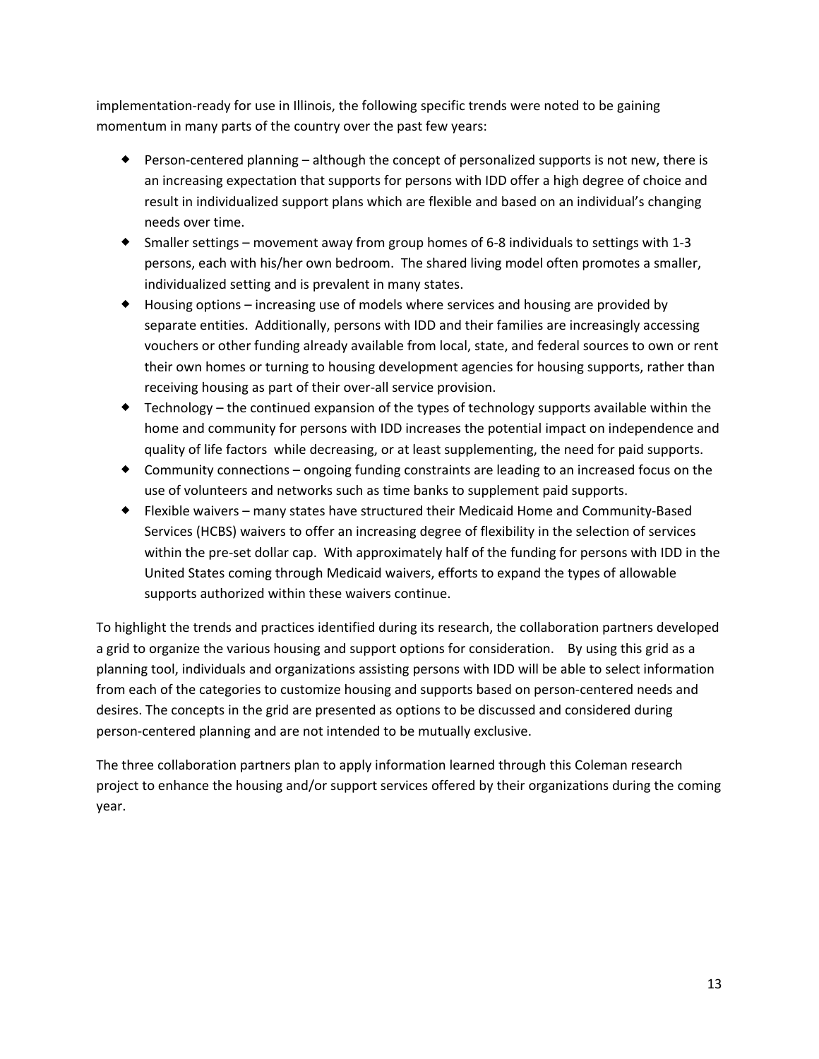implementation-ready for use in Illinois, the following specific trends were noted to be gaining momentum in many parts of the country over the past few years:

- Person-centered planning – although the concept of personalized supports is not new, there is an increasing expectation that supports for persons with IDD offer a high degree of choice and result in individualized support plans which are flexible and based on an individual's changing needs over time.
- Smaller settings – movement away from group homes of 6-8 individuals to settings with 1-3 persons, each with his/her own bedroom. The shared living model often promotes a smaller, individualized setting and is prevalent in many states.
- Housing options – increasing use of models where services and housing are provided by separate entities. Additionally, persons with IDD and their families are increasingly accessing vouchers or other funding already available from local, state, and federal sources to own or rent their own homes or turning to housing development agencies for housing supports, rather than receiving housing as part of their over-all service provision.
- Technology – the continued expansion of the types of technology supports available within the home and community for persons with IDD increases the potential impact on independence and quality of life factors while decreasing, or at least supplementing, the need for paid supports.
- Community connections – ongoing funding constraints are leading to an increased focus on the use of volunteers and networks such as time banks to supplement paid supports.
- Flexible waivers – many states have structured their Medicaid Home and Community-Based Services (HCBS) waivers to offer an increasing degree of flexibility in the selection of services within the pre-set dollar cap. With approximately half of the funding for persons with IDD in the United States coming through Medicaid waivers, efforts to expand the types of allowable supports authorized within these waivers continue.

To highlight the trends and practices identified during its research, the collaboration partners developed a grid to organize the various housing and support options for consideration. By using this grid as a planning tool, individuals and organizations assisting persons with IDD will be able to select information from each of the categories to customize housing and supports based on person-centered needs and desires. The concepts in the grid are presented as options to be discussed and considered during person-centered planning and are not intended to be mutually exclusive.

The three collaboration partners plan to apply information learned through this Coleman research project to enhance the housing and/or support services offered by their organizations during the coming year.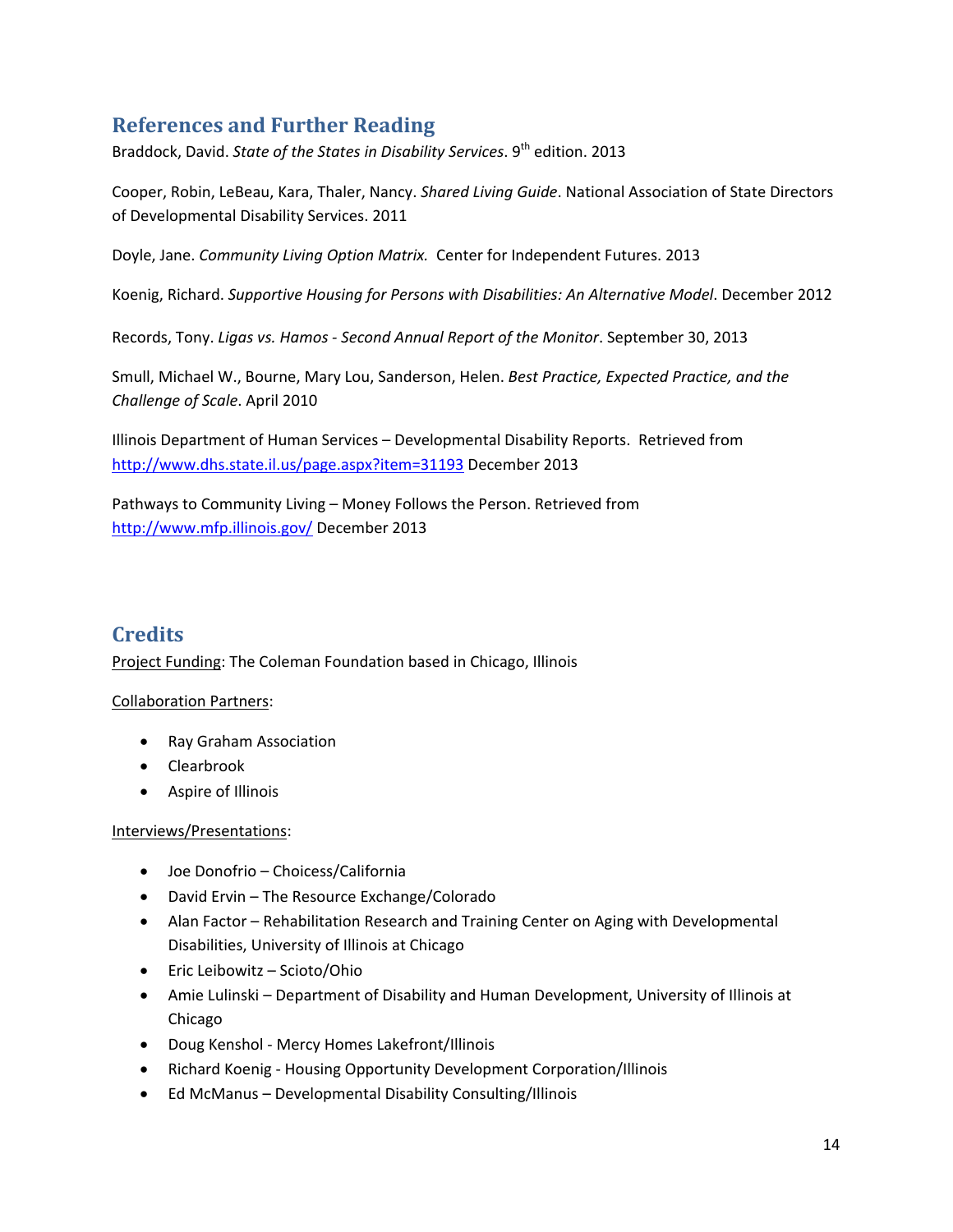## References and Further Reading

Braddock, David. *State of the States in Disability Services*. 9th edition. 2013

Cooper, Robin, LeBeau, Kara, Thaler, Nancy. *Shared Living Guide*. National Association of State Directors of Developmental Disability Services. 2011

Doyle, Jane. *Community Living Option Matrix.* Center for Independent Futures. 2013

Koenig, Richard. *Supportive Housing for Persons with Disabilities: An Alternative Model*. December 2012

Records, Tony. *Ligas vs. Hamos - Second Annual Report of the Monitor*. September 30, 2013

Smull, Michael W., Bourne, Mary Lou, Sanderson, Helen. *Best Practice, Expected Practice, and the Challenge of Scale*. April 2010

Illinois Department of Human Services – Developmental Disability Reports. Retrieved from http://www.dhs.state.il.us/page.aspx?item=31193 December 2013

Pathways to Community Living – Money Follows the Person. Retrieved from http://www.mfp.illinois.gov/ December 2013

## Credits

Project Funding: The Coleman Foundation based in Chicago, Illinois

Collaboration Partners:

- Ray Graham Association
- Clearbrook
- Aspire of Illinois

Interviews/Presentations:

- Joe Donofrio – Choicess/California
- David Ervin – The Resource Exchange/Colorado
- Alan Factor – Rehabilitation Research and Training Center on Aging with Developmental Disabilities, University of Illinois at Chicago
- Eric Leibowitz – Scioto/Ohio
- Amie Lulinski – Department of Disability and Human Development, University of Illinois at Chicago
- Doug Kenshol - Mercy Homes Lakefront/Illinois
- Richard Koenig - Housing Opportunity Development Corporation/Illinois
- Ed McManus – Developmental Disability Consulting/Illinois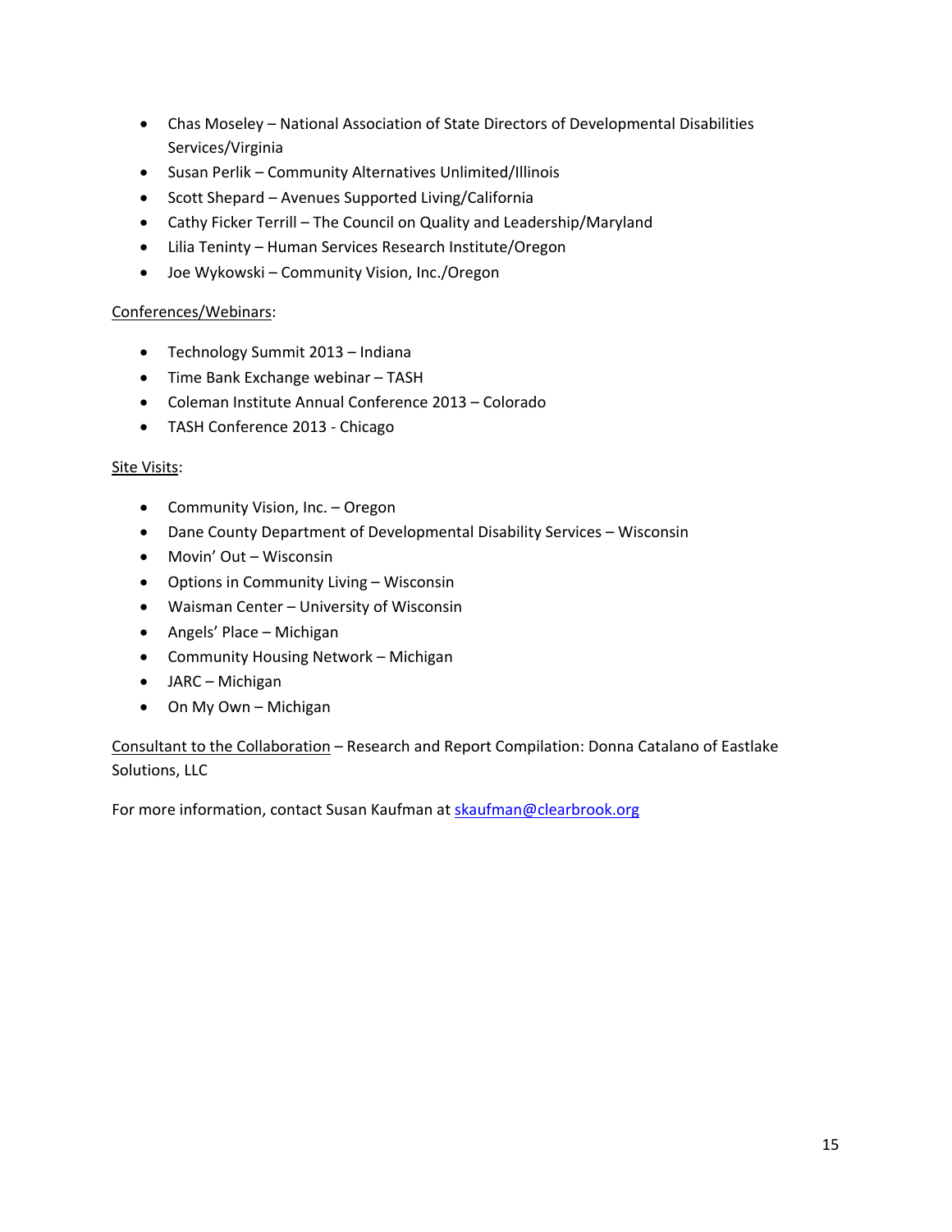- Chas Moseley – National Association of State Directors of Developmental Disabilities Services/Virginia
- Susan Perlik – Community Alternatives Unlimited/Illinois
- Scott Shepard – Avenues Supported Living/California
- Cathy Ficker Terrill – The Council on Quality and Leadership/Maryland
- Lilia Teninty – Human Services Research Institute/Oregon
- Joe Wykowski – Community Vision, Inc./Oregon

Conferences/Webinars:

- Technology Summit 2013 – Indiana
- Time Bank Exchange webinar – TASH
- Coleman Institute Annual Conference 2013 – Colorado
- TASH Conference 2013 - Chicago

Site Visits:

- Community Vision, Inc. – Oregon
- Dane County Department of Developmental Disability Services – Wisconsin
- Movin' Out – Wisconsin
- Options in Community Living – Wisconsin
- Waisman Center – University of Wisconsin
- Angels' Place – Michigan
- Community Housing Network – Michigan
- JARC – Michigan
- On My Own – Michigan

Consultant to the Collaboration – Research and Report Compilation: Donna Catalano of Eastlake Solutions, LLC

For more information, contact Susan Kaufman at skaufman@clearbrook.org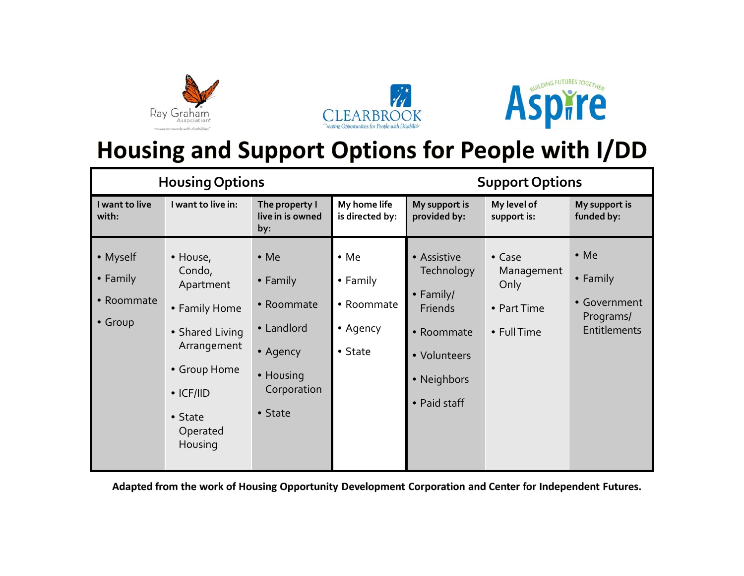Ray Graham Association
Empowering people with disabilities

CLEARBROOK
Creating Opportunities for People with Disabilities

Aspire
BUILDING FUTURES TOGETHER

# Housing and Support Options for People with I/DD

| Housing Options | | | | Support Options | | |
|---|---|---|---|---|---|---|
| **I want to live with:** | **I want to live in:** | **The property I live in is owned by:** | **My home life is directed by:** | **My support is provided by:** | **My level of support is:** | **My support is funded by:** |
| • Myself<br>• Family<br>• Roommate<br>• Group | • House, Condo, Apartment<br>• Family Home<br>• Shared Living Arrangement<br>• Group Home<br>• ICF/IID<br>• State Operated Housing | • Me<br>• Family<br>• Roommate<br>• Landlord<br>• Agency<br>• Housing Corporation<br>• State | • Me<br>• Family<br>• Roommate<br>• Agency<br>• State | • Assistive Technology<br>• Family/ Friends<br>• Roommate<br>• Volunteers<br>• Neighbors<br>• Paid staff | • Case Management Only<br>• Part Time<br>• Full Time | • Me<br>• Family<br>• Government Programs/ Entitlements |

**Adapted from the work of Housing Opportunity Development Corporation and Center for Independent Futures.**